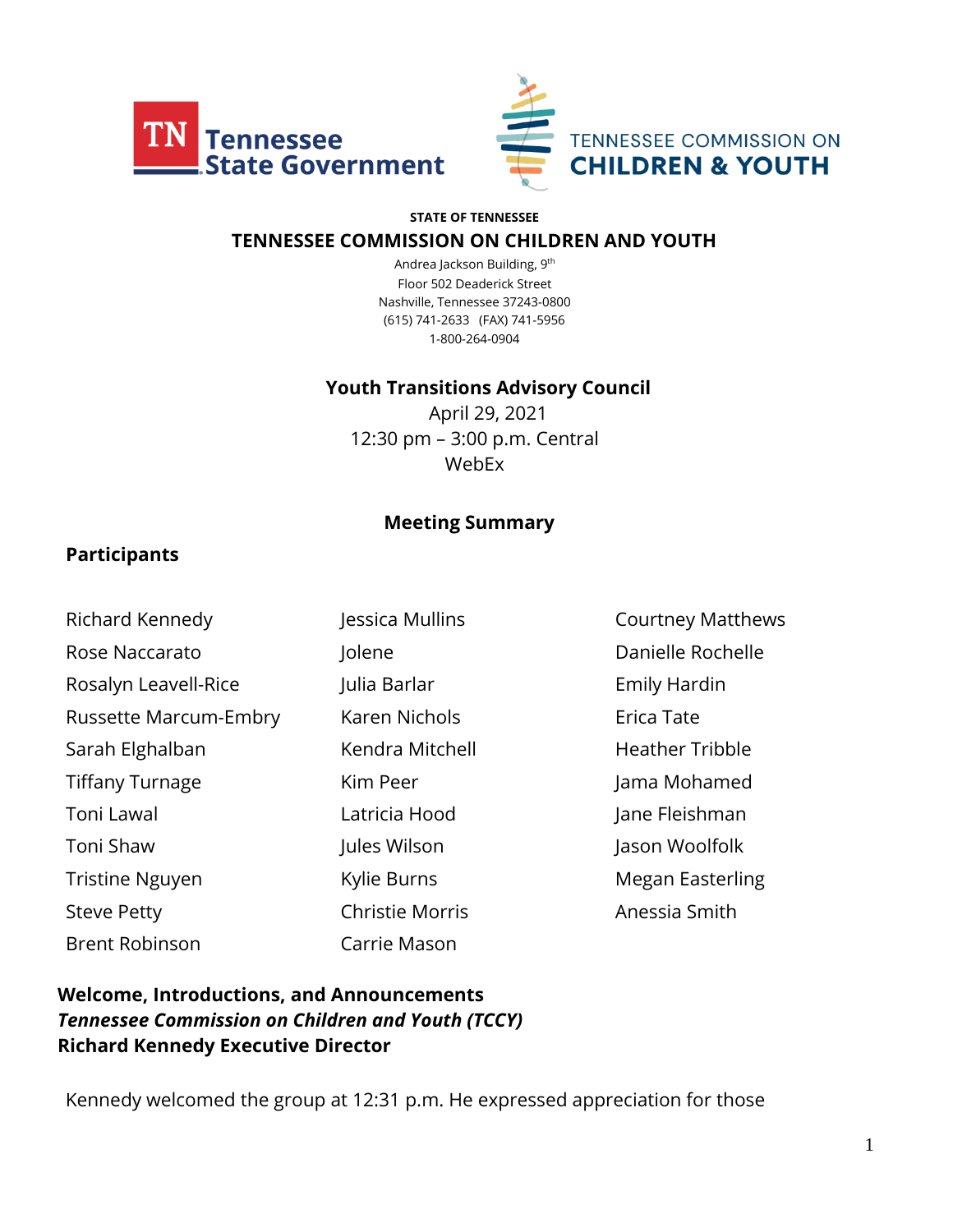Tennessee State Government

TENNESSEE COMMISSION ON CHILDREN & YOUTH

**STATE OF TENNESSEE**

**TENNESSEE COMMISSION ON CHILDREN AND YOUTH**

Andrea Jackson Building, 9th Floor 502 Deaderick Street
Nashville, Tennessee 37243-0800
(615) 741-2633 (FAX) 741-5956
1-800-264-0904

**Youth Transitions Advisory Council**

April 29, 2021
12:30 pm – 3:00 p.m. Central
WebEx

**Meeting Summary**

## Participants

| | | |
|---|---|---|
| Richard Kennedy | Jessica Mullins | Courtney Matthews |
| Rose Naccarato | Jolene | Danielle Rochelle |
| Rosalyn Leavell-Rice | Julia Barlar | Emily Hardin |
| Russette Marcum-Embry | Karen Nichols | Erica Tate |
| Sarah Elghalban | Kendra Mitchell | Heather Tribble |
| Tiffany Turnage | Kim Peer | Jama Mohamed |
| Toni Lawal | Latricia Hood | Jane Fleishman |
| Toni Shaw | Jules Wilson | Jason Woolfolk |
| Tristine Nguyen | Kylie Burns | Megan Easterling |
| Steve Petty | Christie Morris | Anessia Smith |
| Brent Robinson | Carrie Mason | |

**Welcome, Introductions, and Announcements**
***Tennessee Commission on Children and Youth (TCCY)***
**Richard Kennedy Executive Director**

Kennedy welcomed the group at 12:31 p.m. He expressed appreciation for those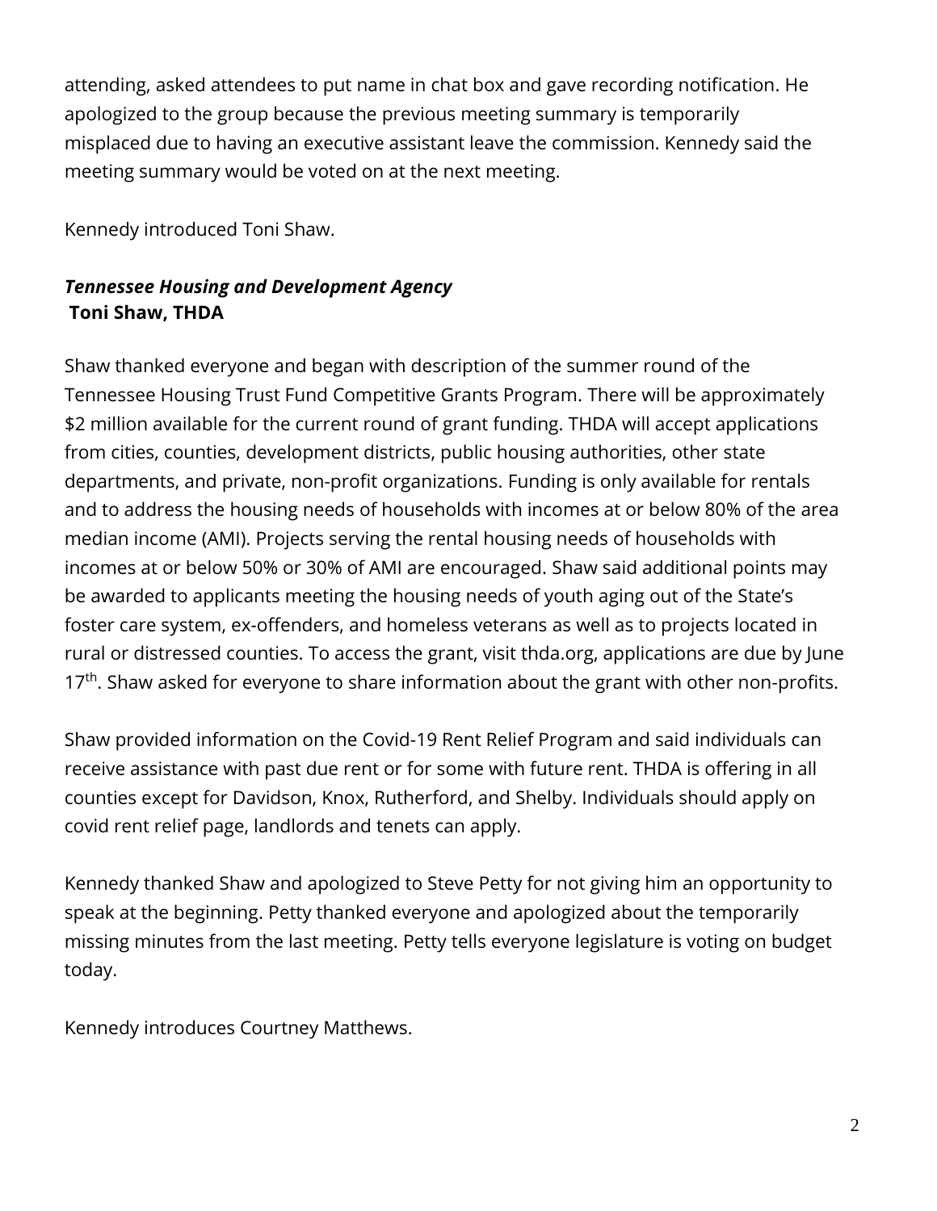attending, asked attendees to put name in chat box and gave recording notification. He apologized to the group because the previous meeting summary is temporarily misplaced due to having an executive assistant leave the commission. Kennedy said the meeting summary would be voted on at the next meeting.

Kennedy introduced Toni Shaw.

***Tennessee Housing and Development Agency***
**Toni Shaw, THDA**

Shaw thanked everyone and began with description of the summer round of the Tennessee Housing Trust Fund Competitive Grants Program. There will be approximately $2 million available for the current round of grant funding. THDA will accept applications from cities, counties, development districts, public housing authorities, other state departments, and private, non-profit organizations. Funding is only available for rentals and to address the housing needs of households with incomes at or below 80% of the area median income (AMI). Projects serving the rental housing needs of households with incomes at or below 50% or 30% of AMI are encouraged. Shaw said additional points may be awarded to applicants meeting the housing needs of youth aging out of the State's foster care system, ex-offenders, and homeless veterans as well as to projects located in rural or distressed counties. To access the grant, visit thda.org, applications are due by June 17th. Shaw asked for everyone to share information about the grant with other non-profits.

Shaw provided information on the Covid-19 Rent Relief Program and said individuals can receive assistance with past due rent or for some with future rent. THDA is offering in all counties except for Davidson, Knox, Rutherford, and Shelby. Individuals should apply on covid rent relief page, landlords and tenets can apply.

Kennedy thanked Shaw and apologized to Steve Petty for not giving him an opportunity to speak at the beginning. Petty thanked everyone and apologized about the temporarily missing minutes from the last meeting. Petty tells everyone legislature is voting on budget today.

Kennedy introduces Courtney Matthews.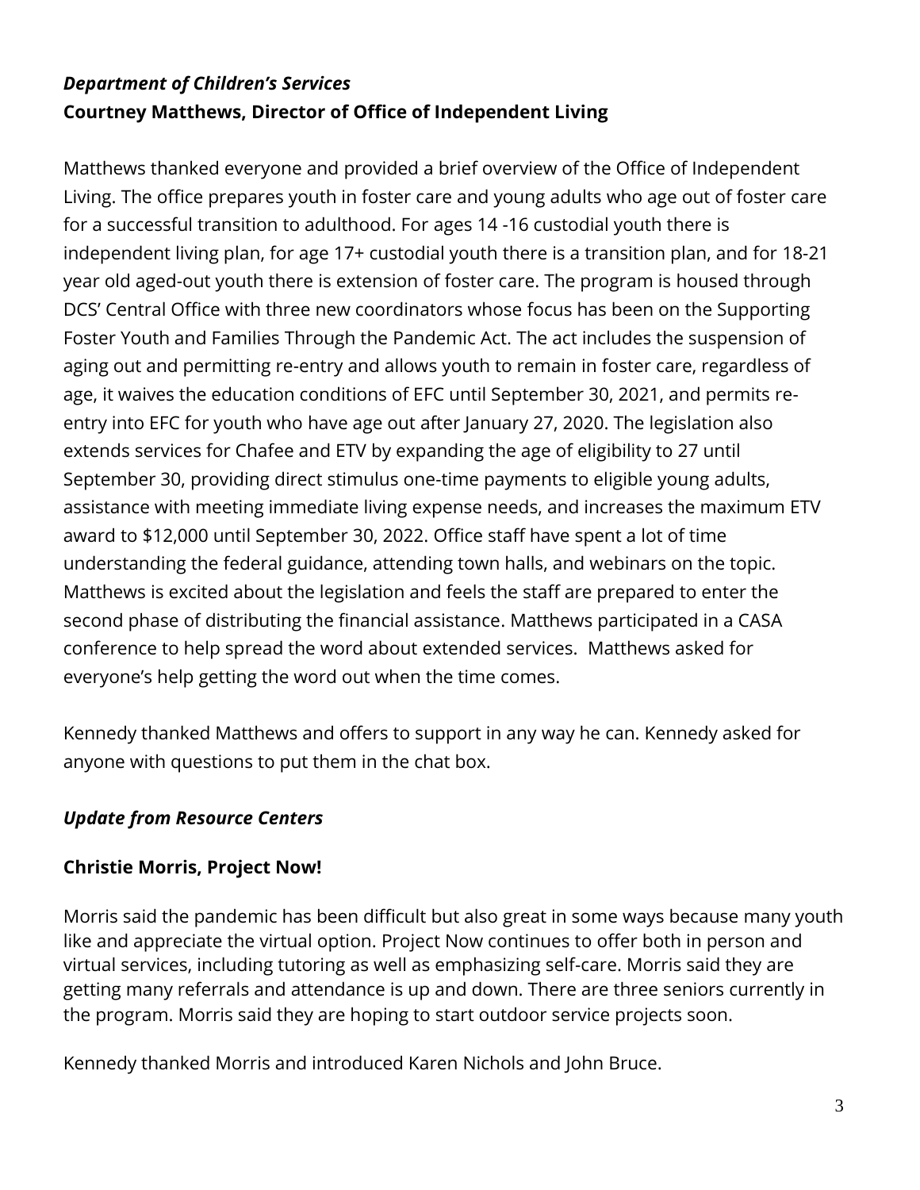***Department of Children's Services***
**Courtney Matthews, Director of Office of Independent Living**

Matthews thanked everyone and provided a brief overview of the Office of Independent Living. The office prepares youth in foster care and young adults who age out of foster care for a successful transition to adulthood. For ages 14 -16 custodial youth there is independent living plan, for age 17+ custodial youth there is a transition plan, and for 18-21 year old aged-out youth there is extension of foster care. The program is housed through DCS' Central Office with three new coordinators whose focus has been on the Supporting Foster Youth and Families Through the Pandemic Act. The act includes the suspension of aging out and permitting re-entry and allows youth to remain in foster care, regardless of age, it waives the education conditions of EFC until September 30, 2021, and permits re-entry into EFC for youth who have age out after January 27, 2020. The legislation also extends services for Chafee and ETV by expanding the age of eligibility to 27 until September 30, providing direct stimulus one-time payments to eligible young adults, assistance with meeting immediate living expense needs, and increases the maximum ETV award to $12,000 until September 30, 2022. Office staff have spent a lot of time understanding the federal guidance, attending town halls, and webinars on the topic. Matthews is excited about the legislation and feels the staff are prepared to enter the second phase of distributing the financial assistance. Matthews participated in a CASA conference to help spread the word about extended services. Matthews asked for everyone's help getting the word out when the time comes.

Kennedy thanked Matthews and offers to support in any way he can. Kennedy asked for anyone with questions to put them in the chat box.

***Update from Resource Centers***

**Christie Morris, Project Now!**

Morris said the pandemic has been difficult but also great in some ways because many youth like and appreciate the virtual option. Project Now continues to offer both in person and virtual services, including tutoring as well as emphasizing self-care. Morris said they are getting many referrals and attendance is up and down. There are three seniors currently in the program. Morris said they are hoping to start outdoor service projects soon.

Kennedy thanked Morris and introduced Karen Nichols and John Bruce.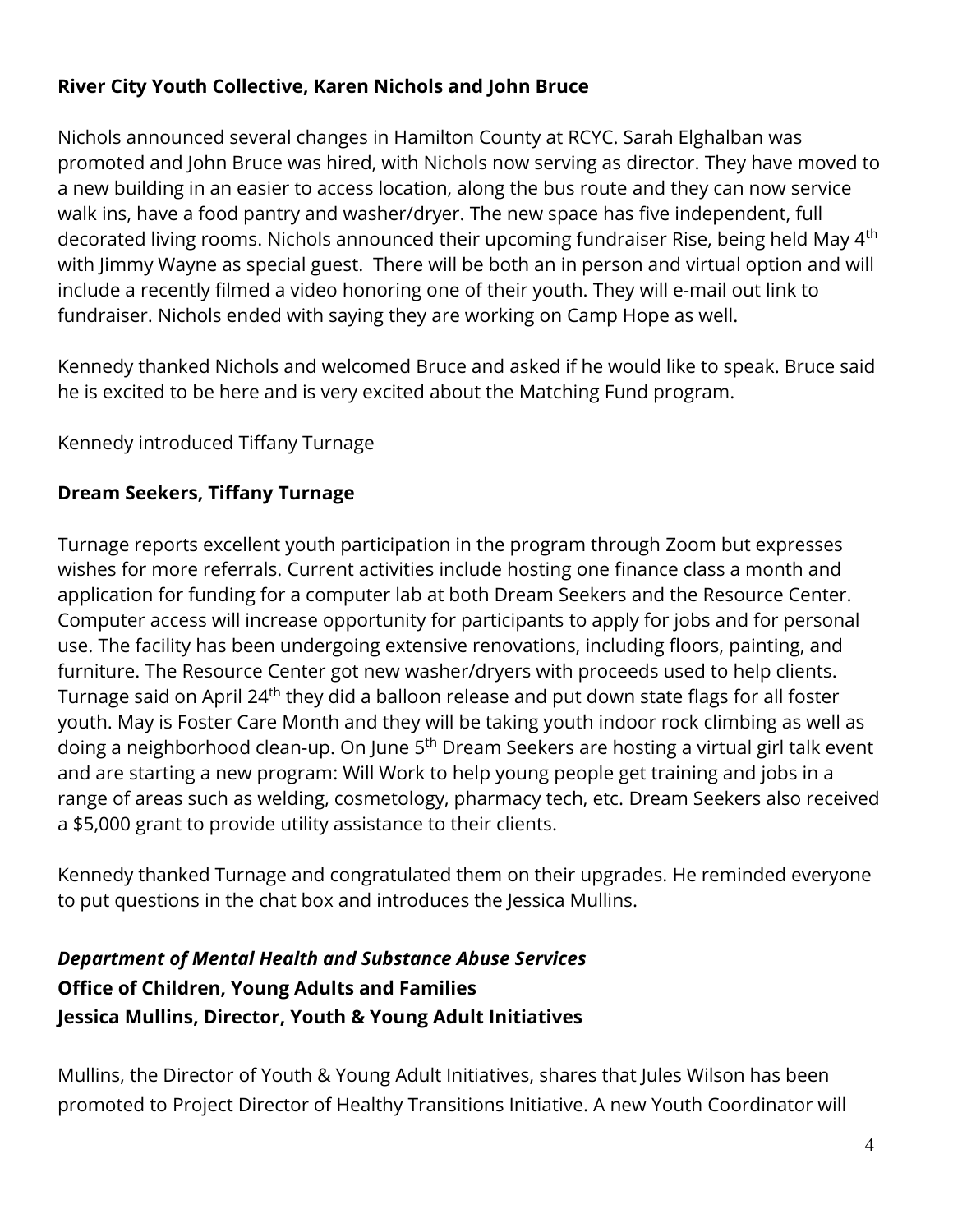**River City Youth Collective, Karen Nichols and John Bruce**

Nichols announced several changes in Hamilton County at RCYC. Sarah Elghalban was promoted and John Bruce was hired, with Nichols now serving as director. They have moved to a new building in an easier to access location, along the bus route and they can now service walk ins, have a food pantry and washer/dryer. The new space has five independent, full decorated living rooms. Nichols announced their upcoming fundraiser Rise, being held May 4th with Jimmy Wayne as special guest. There will be both an in person and virtual option and will include a recently filmed a video honoring one of their youth. They will e-mail out link to fundraiser. Nichols ended with saying they are working on Camp Hope as well.

Kennedy thanked Nichols and welcomed Bruce and asked if he would like to speak. Bruce said he is excited to be here and is very excited about the Matching Fund program.

Kennedy introduced Tiffany Turnage

**Dream Seekers, Tiffany Turnage**

Turnage reports excellent youth participation in the program through Zoom but expresses wishes for more referrals. Current activities include hosting one finance class a month and application for funding for a computer lab at both Dream Seekers and the Resource Center. Computer access will increase opportunity for participants to apply for jobs and for personal use. The facility has been undergoing extensive renovations, including floors, painting, and furniture. The Resource Center got new washer/dryers with proceeds used to help clients. Turnage said on April 24th they did a balloon release and put down state flags for all foster youth. May is Foster Care Month and they will be taking youth indoor rock climbing as well as doing a neighborhood clean-up. On June 5th Dream Seekers are hosting a virtual girl talk event and are starting a new program: Will Work to help young people get training and jobs in a range of areas such as welding, cosmetology, pharmacy tech, etc. Dream Seekers also received a $5,000 grant to provide utility assistance to their clients.

Kennedy thanked Turnage and congratulated them on their upgrades. He reminded everyone to put questions in the chat box and introduces the Jessica Mullins.

***Department of Mental Health and Substance Abuse Services***
**Office of Children, Young Adults and Families**
**Jessica Mullins, Director, Youth & Young Adult Initiatives**

Mullins, the Director of Youth & Young Adult Initiatives, shares that Jules Wilson has been promoted to Project Director of Healthy Transitions Initiative. A new Youth Coordinator will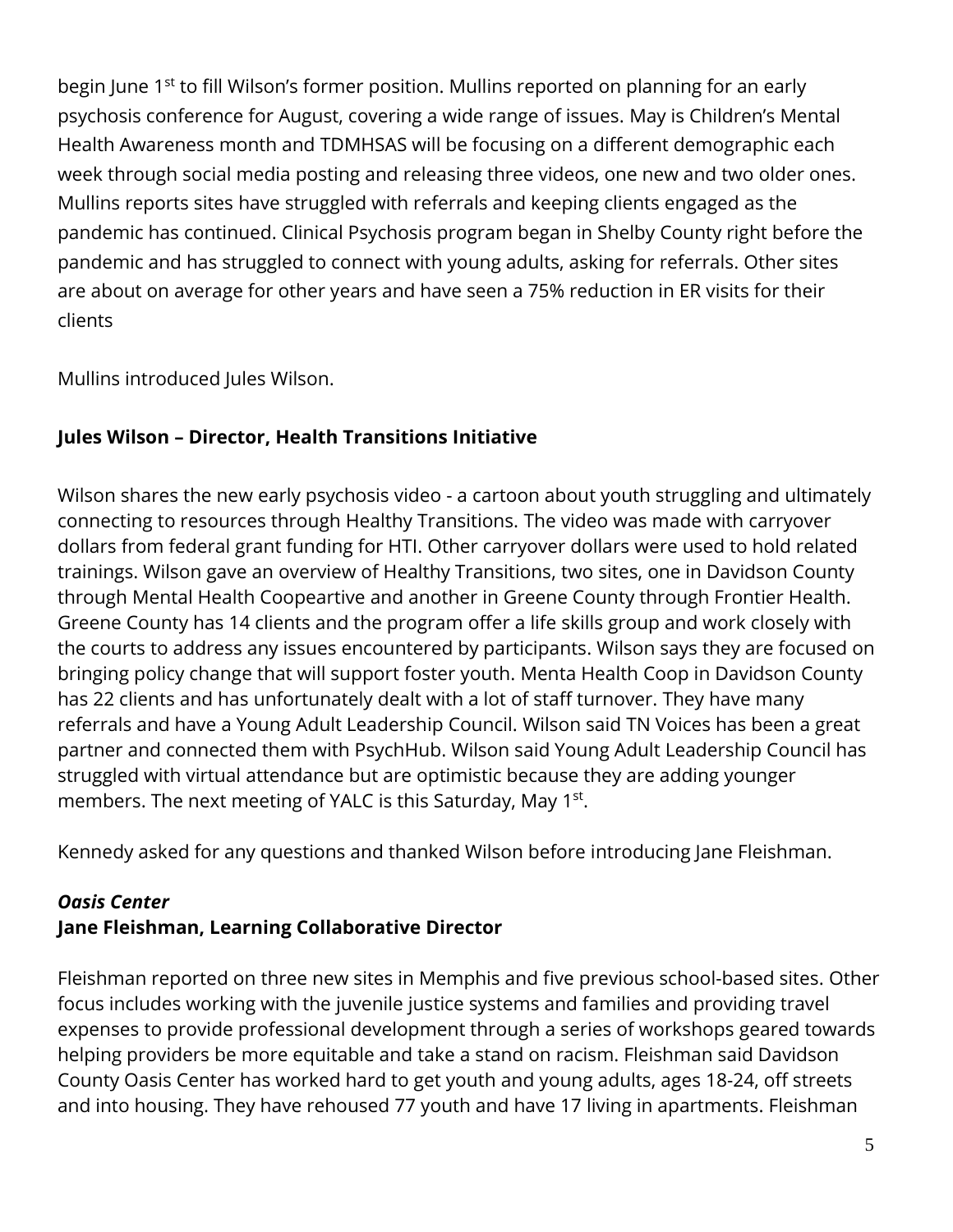begin June 1st to fill Wilson's former position. Mullins reported on planning for an early psychosis conference for August, covering a wide range of issues. May is Children's Mental Health Awareness month and TDMHSAS will be focusing on a different demographic each week through social media posting and releasing three videos, one new and two older ones. Mullins reports sites have struggled with referrals and keeping clients engaged as the pandemic has continued. Clinical Psychosis program began in Shelby County right before the pandemic and has struggled to connect with young adults, asking for referrals. Other sites are about on average for other years and have seen a 75% reduction in ER visits for their clients

Mullins introduced Jules Wilson.

**Jules Wilson – Director, Health Transitions Initiative**

Wilson shares the new early psychosis video - a cartoon about youth struggling and ultimately connecting to resources through Healthy Transitions. The video was made with carryover dollars from federal grant funding for HTI. Other carryover dollars were used to hold related trainings. Wilson gave an overview of Healthy Transitions, two sites, one in Davidson County through Mental Health Coopeartive and another in Greene County through Frontier Health. Greene County has 14 clients and the program offer a life skills group and work closely with the courts to address any issues encountered by participants. Wilson says they are focused on bringing policy change that will support foster youth. Menta Health Coop in Davidson County has 22 clients and has unfortunately dealt with a lot of staff turnover. They have many referrals and have a Young Adult Leadership Council. Wilson said TN Voices has been a great partner and connected them with PsychHub. Wilson said Young Adult Leadership Council has struggled with virtual attendance but are optimistic because they are adding younger members. The next meeting of YALC is this Saturday, May 1st.

Kennedy asked for any questions and thanked Wilson before introducing Jane Fleishman.

***Oasis Center***
**Jane Fleishman, Learning Collaborative Director**

Fleishman reported on three new sites in Memphis and five previous school-based sites. Other focus includes working with the juvenile justice systems and families and providing travel expenses to provide professional development through a series of workshops geared towards helping providers be more equitable and take a stand on racism. Fleishman said Davidson County Oasis Center has worked hard to get youth and young adults, ages 18-24, off streets and into housing. They have rehoused 77 youth and have 17 living in apartments. Fleishman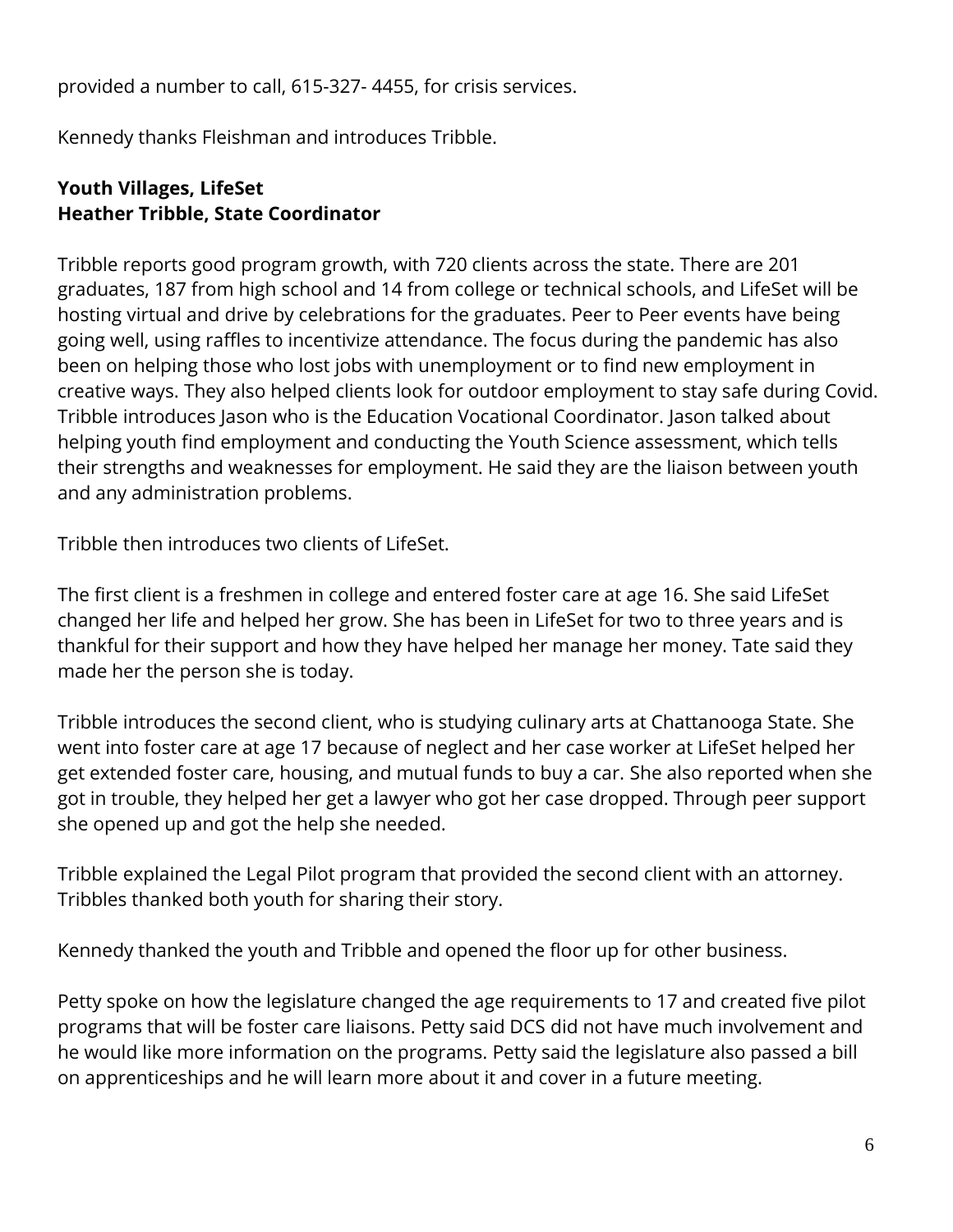provided a number to call, 615-327- 4455, for crisis services.

Kennedy thanks Fleishman and introduces Tribble.

**Youth Villages, LifeSet**
**Heather Tribble, State Coordinator**

Tribble reports good program growth, with 720 clients across the state. There are 201 graduates, 187 from high school and 14 from college or technical schools, and LifeSet will be hosting virtual and drive by celebrations for the graduates. Peer to Peer events have being going well, using raffles to incentivize attendance. The focus during the pandemic has also been on helping those who lost jobs with unemployment or to find new employment in creative ways. They also helped clients look for outdoor employment to stay safe during Covid. Tribble introduces Jason who is the Education Vocational Coordinator. Jason talked about helping youth find employment and conducting the Youth Science assessment, which tells their strengths and weaknesses for employment. He said they are the liaison between youth and any administration problems.

Tribble then introduces two clients of LifeSet.

The first client is a freshmen in college and entered foster care at age 16. She said LifeSet changed her life and helped her grow. She has been in LifeSet for two to three years and is thankful for their support and how they have helped her manage her money. Tate said they made her the person she is today.

Tribble introduces the second client, who is studying culinary arts at Chattanooga State. She went into foster care at age 17 because of neglect and her case worker at LifeSet helped her get extended foster care, housing, and mutual funds to buy a car. She also reported when she got in trouble, they helped her get a lawyer who got her case dropped. Through peer support she opened up and got the help she needed.

Tribble explained the Legal Pilot program that provided the second client with an attorney. Tribbles thanked both youth for sharing their story.

Kennedy thanked the youth and Tribble and opened the floor up for other business.

Petty spoke on how the legislature changed the age requirements to 17 and created five pilot programs that will be foster care liaisons. Petty said DCS did not have much involvement and he would like more information on the programs. Petty said the legislature also passed a bill on apprenticeships and he will learn more about it and cover in a future meeting.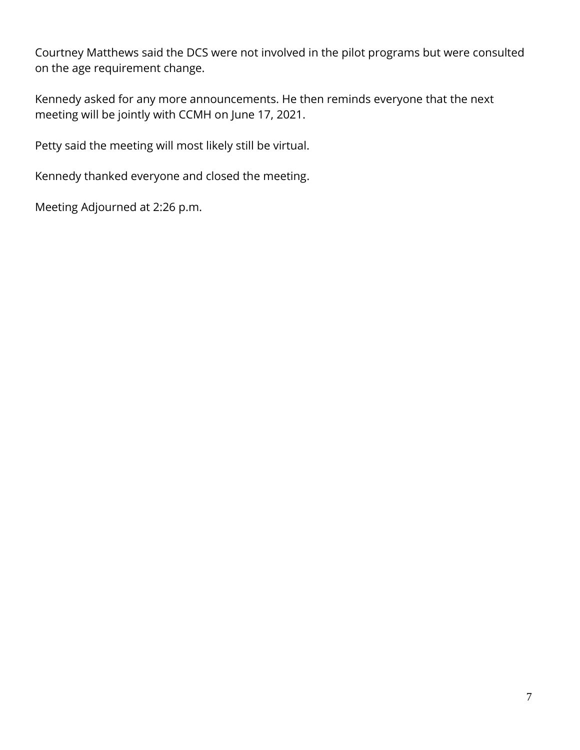Courtney Matthews said the DCS were not involved in the pilot programs but were consulted on the age requirement change.

Kennedy asked for any more announcements. He then reminds everyone that the next meeting will be jointly with CCMH on June 17, 2021.

Petty said the meeting will most likely still be virtual.

Kennedy thanked everyone and closed the meeting.

Meeting Adjourned at 2:26 p.m.